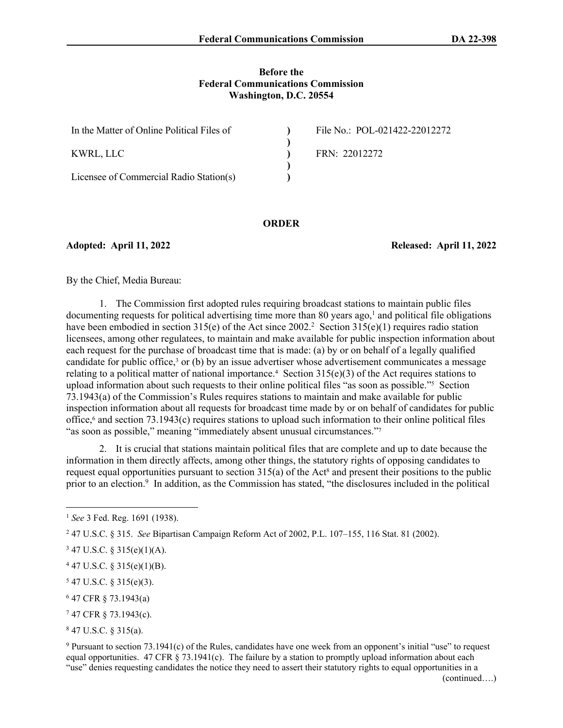**Before the**
**Federal Communications Commission**
**Washington, D.C. 20554**

| | | |
|---|---|---|
| In the Matter of Online Political Files of | ) | File No.: POL-021422-22012272 |
| | ) | |
| KWRL, LLC | ) | FRN: 22012272 |
| | ) | |
| Licensee of Commercial Radio Station(s) | ) | |

## ORDER

**Adopted: April 11, 2022** **Released: April 11, 2022**

By the Chief, Media Bureau:

1. The Commission first adopted rules requiring broadcast stations to maintain public files documenting requests for political advertising time more than 80 years ago,[1] and political file obligations have been embodied in section 315(e) of the Act since 2002.[2] Section 315(e)(1) requires radio station licensees, among other regulatees, to maintain and make available for public inspection information about each request for the purchase of broadcast time that is made: (a) by or on behalf of a legally qualified candidate for public office,[3] or (b) by an issue advertiser whose advertisement communicates a message relating to a political matter of national importance.[4] Section 315(e)(3) of the Act requires stations to upload information about such requests to their online political files "as soon as possible."[5] Section 73.1943(a) of the Commission's Rules requires stations to maintain and make available for public inspection information about all requests for broadcast time made by or on behalf of candidates for public office,[6] and section 73.1943(c) requires stations to upload such information to their online political files "as soon as possible," meaning "immediately absent unusual circumstances."[7]

2. It is crucial that stations maintain political files that are complete and up to date because the information in them directly affects, among other things, the statutory rights of opposing candidates to request equal opportunities pursuant to section 315(a) of the Act[8] and present their positions to the public prior to an election.[9] In addition, as the Commission has stated, "the disclosures included in the political

---

[1] *See* 3 Fed. Reg. 1691 (1938).

[2] 47 U.S.C. § 315. *See* Bipartisan Campaign Reform Act of 2002, P.L. 107–155, 116 Stat. 81 (2002).

[3] 47 U.S.C. § 315(e)(1)(A).

[4] 47 U.S.C. § 315(e)(1)(B).

[5] 47 U.S.C. § 315(e)(3).

[6] 47 CFR § 73.1943(a)

[7] 47 CFR § 73.1943(c).

[8] 47 U.S.C. § 315(a).

[9] Pursuant to section 73.1941(c) of the Rules, candidates have one week from an opponent's initial "use" to request equal opportunities. 47 CFR § 73.1941(c). The failure by a station to promptly upload information about each "use" denies requesting candidates the notice they need to assert their statutory rights to equal opportunities in a

(continued….)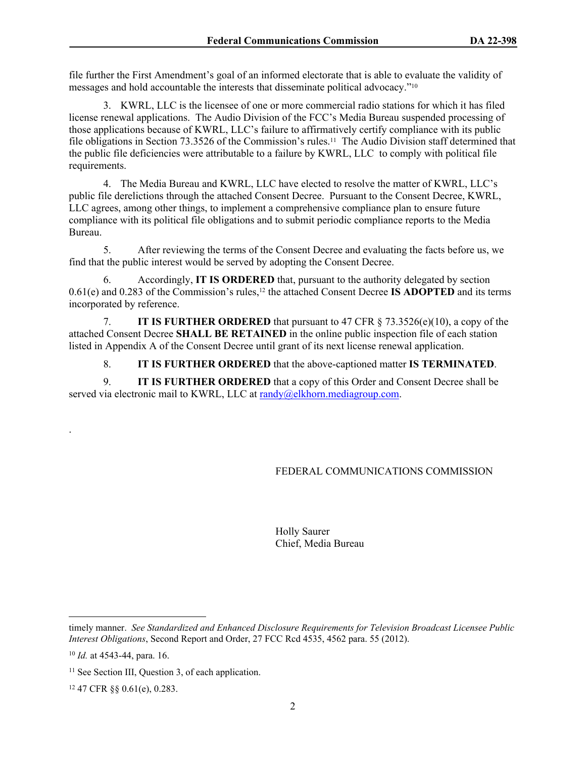file further the First Amendment's goal of an informed electorate that is able to evaluate the validity of messages and hold accountable the interests that disseminate political advocacy."[10]

3. KWRL, LLC is the licensee of one or more commercial radio stations for which it has filed license renewal applications. The Audio Division of the FCC's Media Bureau suspended processing of those applications because of KWRL, LLC's failure to affirmatively certify compliance with its public file obligations in Section 73.3526 of the Commission's rules.[11] The Audio Division staff determined that the public file deficiencies were attributable to a failure by KWRL, LLC to comply with political file requirements.

4. The Media Bureau and KWRL, LLC have elected to resolve the matter of KWRL, LLC's public file derelictions through the attached Consent Decree. Pursuant to the Consent Decree, KWRL, LLC agrees, among other things, to implement a comprehensive compliance plan to ensure future compliance with its political file obligations and to submit periodic compliance reports to the Media Bureau.

5. After reviewing the terms of the Consent Decree and evaluating the facts before us, we find that the public interest would be served by adopting the Consent Decree.

6. Accordingly, **IT IS ORDERED** that, pursuant to the authority delegated by section 0.61(e) and 0.283 of the Commission's rules,[12] the attached Consent Decree **IS ADOPTED** and its terms incorporated by reference.

7. **IT IS FURTHER ORDERED** that pursuant to 47 CFR § 73.3526(e)(10), a copy of the attached Consent Decree **SHALL BE RETAINED** in the online public inspection file of each station listed in Appendix A of the Consent Decree until grant of its next license renewal application.

8. **IT IS FURTHER ORDERED** that the above-captioned matter **IS TERMINATED**.

9. **IT IS FURTHER ORDERED** that a copy of this Order and Consent Decree shall be served via electronic mail to KWRL, LLC at randy@elkhorn.mediagroup.com.

.

FEDERAL COMMUNICATIONS COMMISSION

Holly Saurer
Chief, Media Bureau

---

timely manner. *See Standardized and Enhanced Disclosure Requirements for Television Broadcast Licensee Public Interest Obligations*, Second Report and Order, 27 FCC Rcd 4535, 4562 para. 55 (2012).

[10] *Id.* at 4543-44, para. 16.

[11] See Section III, Question 3, of each application.

[12] 47 CFR §§ 0.61(e), 0.283.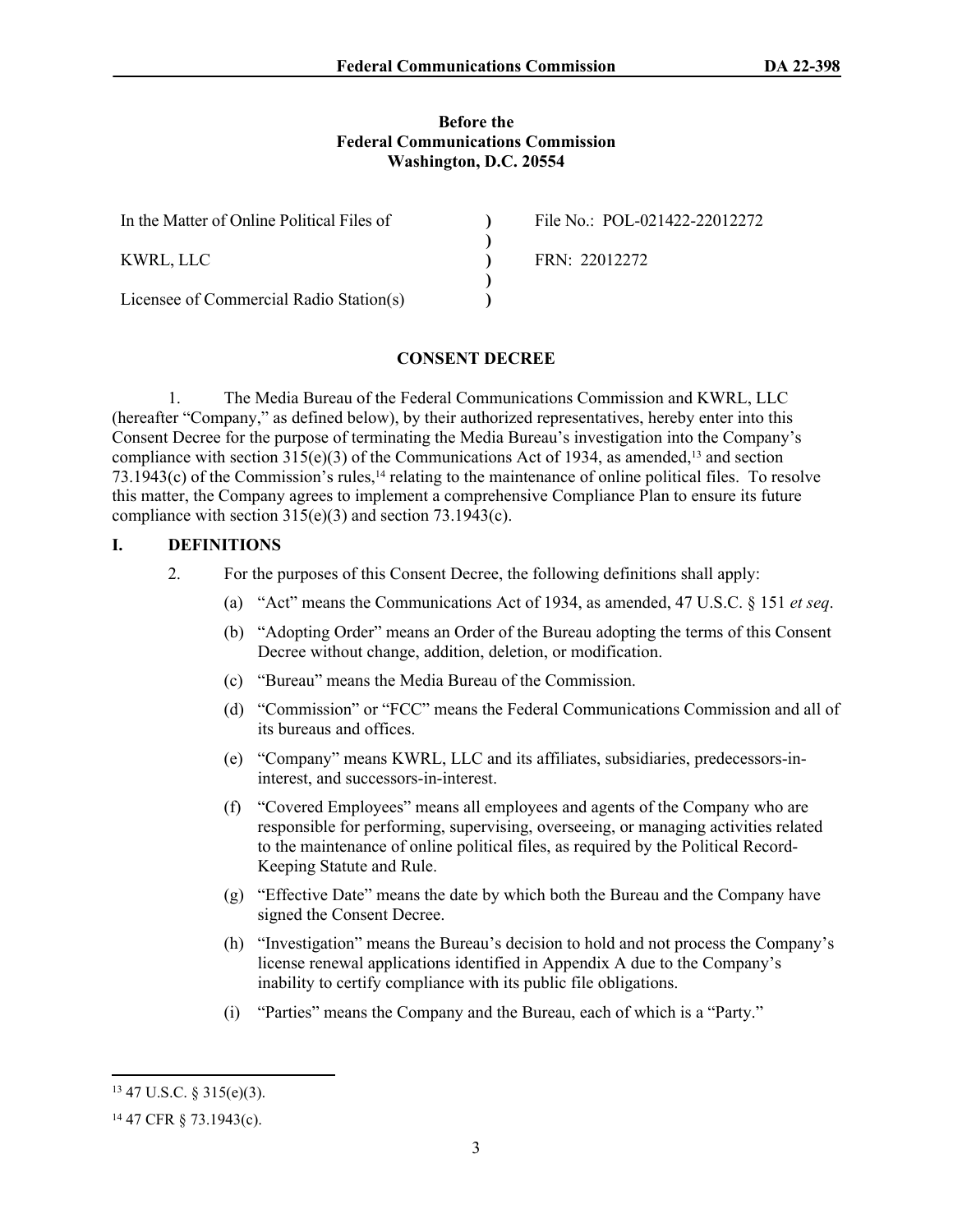**Before the**
**Federal Communications Commission**
**Washington, D.C. 20554**

| | | |
|---|---|---|
| In the Matter of Online Political Files of | ) | File No.: POL-021422-22012272 |
| | ) | |
| KWRL, LLC | ) | FRN: 22012272 |
| | ) | |
| Licensee of Commercial Radio Station(s) | ) | |

**CONSENT DECREE**

1. The Media Bureau of the Federal Communications Commission and KWRL, LLC (hereafter "Company," as defined below), by their authorized representatives, hereby enter into this Consent Decree for the purpose of terminating the Media Bureau's investigation into the Company's compliance with section 315(e)(3) of the Communications Act of 1934, as amended,[13] and section 73.1943(c) of the Commission's rules,[14] relating to the maintenance of online political files. To resolve this matter, the Company agrees to implement a comprehensive Compliance Plan to ensure its future compliance with section 315(e)(3) and section 73.1943(c).

## I. DEFINITIONS

2. For the purposes of this Consent Decree, the following definitions shall apply:

(a) "Act" means the Communications Act of 1934, as amended, 47 U.S.C. § 151 *et seq*.

(b) "Adopting Order" means an Order of the Bureau adopting the terms of this Consent Decree without change, addition, deletion, or modification.

(c) "Bureau" means the Media Bureau of the Commission.

(d) "Commission" or "FCC" means the Federal Communications Commission and all of its bureaus and offices.

(e) "Company" means KWRL, LLC and its affiliates, subsidiaries, predecessors-in-interest, and successors-in-interest.

(f) "Covered Employees" means all employees and agents of the Company who are responsible for performing, supervising, overseeing, or managing activities related to the maintenance of online political files, as required by the Political Record-Keeping Statute and Rule.

(g) "Effective Date" means the date by which both the Bureau and the Company have signed the Consent Decree.

(h) "Investigation" means the Bureau's decision to hold and not process the Company's license renewal applications identified in Appendix A due to the Company's inability to certify compliance with its public file obligations.

(i) "Parties" means the Company and the Bureau, each of which is a "Party."

---

[13] 47 U.S.C. § 315(e)(3).

[14] 47 CFR § 73.1943(c).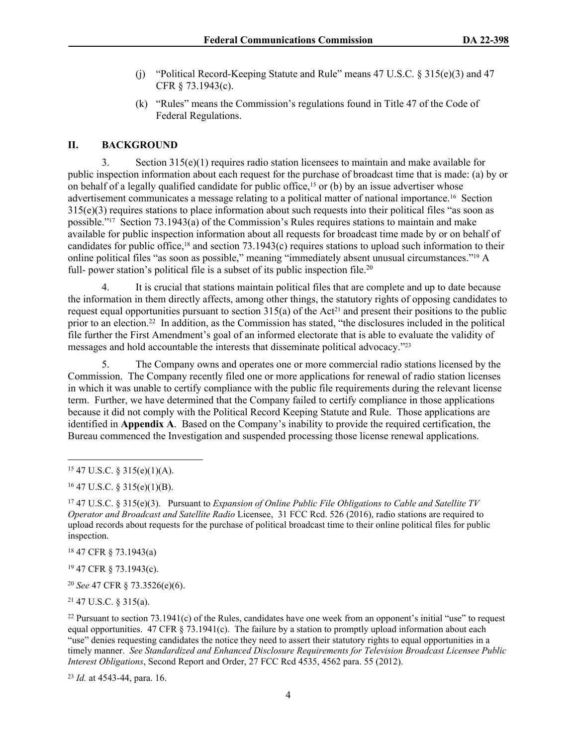(j) "Political Record-Keeping Statute and Rule" means 47 U.S.C. § 315(e)(3) and 47 CFR § 73.1943(c).

(k) "Rules" means the Commission's regulations found in Title 47 of the Code of Federal Regulations.

## II. BACKGROUND

3. Section 315(e)(1) requires radio station licensees to maintain and make available for public inspection information about each request for the purchase of broadcast time that is made: (a) by or on behalf of a legally qualified candidate for public office,[15] or (b) by an issue advertiser whose advertisement communicates a message relating to a political matter of national importance.[16] Section 315(e)(3) requires stations to place information about such requests into their political files "as soon as possible."[17] Section 73.1943(a) of the Commission's Rules requires stations to maintain and make available for public inspection information about all requests for broadcast time made by or on behalf of candidates for public office,[18] and section 73.1943(c) requires stations to upload such information to their online political files "as soon as possible," meaning "immediately absent unusual circumstances."[19] A full- power station's political file is a subset of its public inspection file.[20]

4. It is crucial that stations maintain political files that are complete and up to date because the information in them directly affects, among other things, the statutory rights of opposing candidates to request equal opportunities pursuant to section 315(a) of the Act[21] and present their positions to the public prior to an election.[22] In addition, as the Commission has stated, "the disclosures included in the political file further the First Amendment's goal of an informed electorate that is able to evaluate the validity of messages and hold accountable the interests that disseminate political advocacy."[23]

5. The Company owns and operates one or more commercial radio stations licensed by the Commission. The Company recently filed one or more applications for renewal of radio station licenses in which it was unable to certify compliance with the public file requirements during the relevant license term. Further, we have determined that the Company failed to certify compliance in those applications because it did not comply with the Political Record Keeping Statute and Rule. Those applications are identified in **Appendix A**. Based on the Company's inability to provide the required certification, the Bureau commenced the Investigation and suspended processing those license renewal applications.

---

[15] 47 U.S.C. § 315(e)(1)(A).

[16] 47 U.S.C. § 315(e)(1)(B).

[17] 47 U.S.C. § 315(e)(3). Pursuant to *Expansion of Online Public File Obligations to Cable and Satellite TV Operator and Broadcast and Satellite Radio* Licensee, 31 FCC Rcd. 526 (2016), radio stations are required to upload records about requests for the purchase of political broadcast time to their online political files for public inspection.

[18] 47 CFR § 73.1943(a)

[19] 47 CFR § 73.1943(c).

[20] *See* 47 CFR § 73.3526(e)(6).

[21] 47 U.S.C. § 315(a).

[22] Pursuant to section 73.1941(c) of the Rules, candidates have one week from an opponent's initial "use" to request equal opportunities. 47 CFR § 73.1941(c). The failure by a station to promptly upload information about each "use" denies requesting candidates the notice they need to assert their statutory rights to equal opportunities in a timely manner. *See Standardized and Enhanced Disclosure Requirements for Television Broadcast Licensee Public Interest Obligations*, Second Report and Order, 27 FCC Rcd 4535, 4562 para. 55 (2012).

[23] *Id.* at 4543-44, para. 16.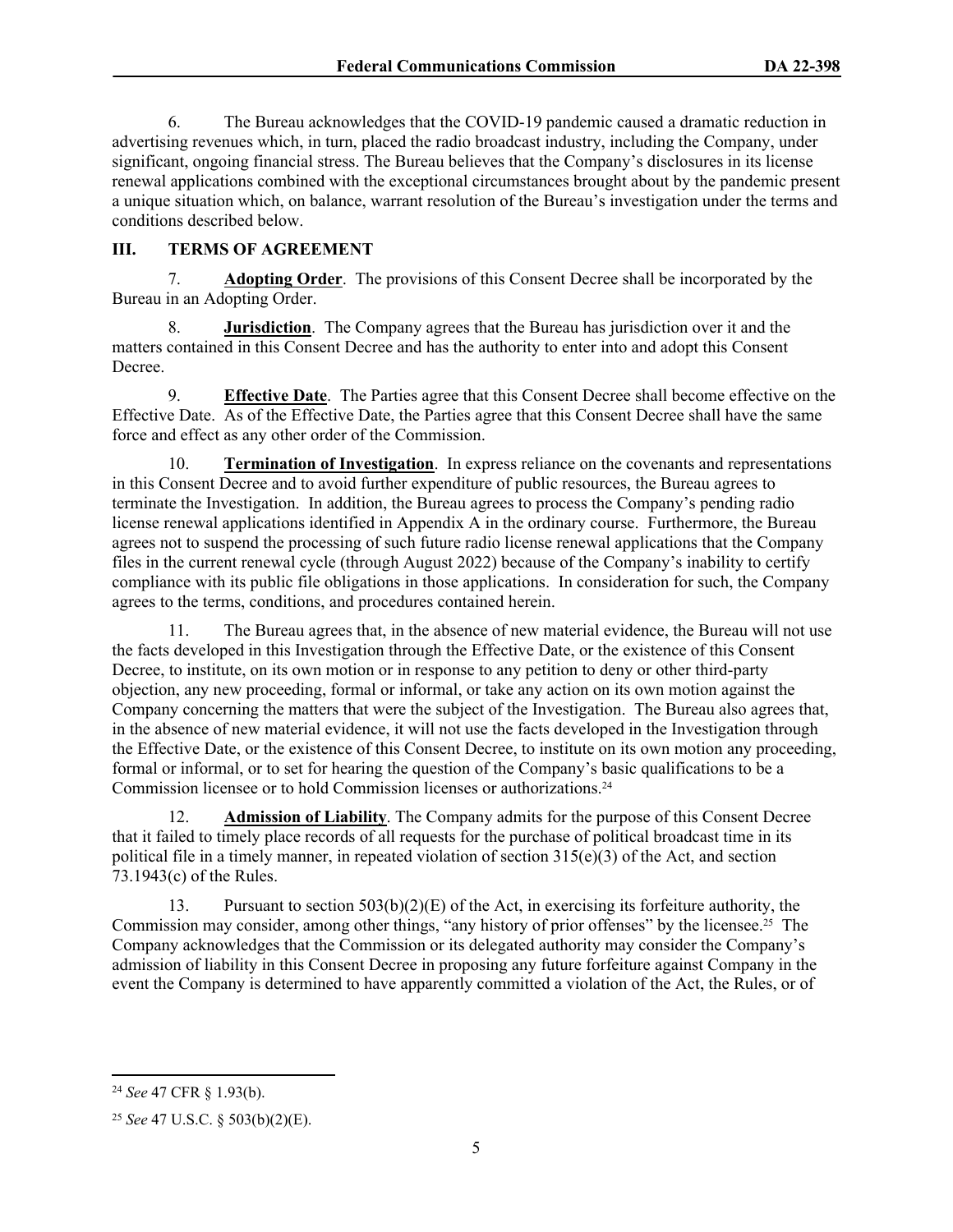6. The Bureau acknowledges that the COVID-19 pandemic caused a dramatic reduction in advertising revenues which, in turn, placed the radio broadcast industry, including the Company, under significant, ongoing financial stress. The Bureau believes that the Company's disclosures in its license renewal applications combined with the exceptional circumstances brought about by the pandemic present a unique situation which, on balance, warrant resolution of the Bureau's investigation under the terms and conditions described below.

## III. TERMS OF AGREEMENT

7. **Adopting Order**. The provisions of this Consent Decree shall be incorporated by the Bureau in an Adopting Order.

8. **Jurisdiction**. The Company agrees that the Bureau has jurisdiction over it and the matters contained in this Consent Decree and has the authority to enter into and adopt this Consent Decree.

9. **Effective Date**. The Parties agree that this Consent Decree shall become effective on the Effective Date. As of the Effective Date, the Parties agree that this Consent Decree shall have the same force and effect as any other order of the Commission.

10. **Termination of Investigation**. In express reliance on the covenants and representations in this Consent Decree and to avoid further expenditure of public resources, the Bureau agrees to terminate the Investigation. In addition, the Bureau agrees to process the Company's pending radio license renewal applications identified in Appendix A in the ordinary course. Furthermore, the Bureau agrees not to suspend the processing of such future radio license renewal applications that the Company files in the current renewal cycle (through August 2022) because of the Company's inability to certify compliance with its public file obligations in those applications. In consideration for such, the Company agrees to the terms, conditions, and procedures contained herein.

11. The Bureau agrees that, in the absence of new material evidence, the Bureau will not use the facts developed in this Investigation through the Effective Date, or the existence of this Consent Decree, to institute, on its own motion or in response to any petition to deny or other third-party objection, any new proceeding, formal or informal, or take any action on its own motion against the Company concerning the matters that were the subject of the Investigation. The Bureau also agrees that, in the absence of new material evidence, it will not use the facts developed in the Investigation through the Effective Date, or the existence of this Consent Decree, to institute on its own motion any proceeding, formal or informal, or to set for hearing the question of the Company's basic qualifications to be a Commission licensee or to hold Commission licenses or authorizations.[24]

12. **Admission of Liability**. The Company admits for the purpose of this Consent Decree that it failed to timely place records of all requests for the purchase of political broadcast time in its political file in a timely manner, in repeated violation of section 315(e)(3) of the Act, and section 73.1943(c) of the Rules.

13. Pursuant to section 503(b)(2)(E) of the Act, in exercising its forfeiture authority, the Commission may consider, among other things, "any history of prior offenses" by the licensee.[25] The Company acknowledges that the Commission or its delegated authority may consider the Company's admission of liability in this Consent Decree in proposing any future forfeiture against Company in the event the Company is determined to have apparently committed a violation of the Act, the Rules, or of

---

[24] *See* 47 CFR § 1.93(b).

[25] *See* 47 U.S.C. § 503(b)(2)(E).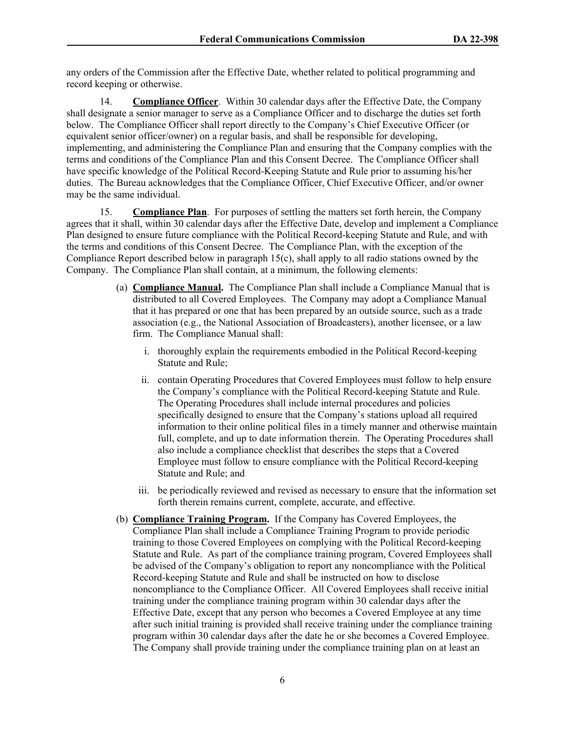any orders of the Commission after the Effective Date, whether related to political programming and record keeping or otherwise.

14. **Compliance Officer**. Within 30 calendar days after the Effective Date, the Company shall designate a senior manager to serve as a Compliance Officer and to discharge the duties set forth below. The Compliance Officer shall report directly to the Company's Chief Executive Officer (or equivalent senior officer/owner) on a regular basis, and shall be responsible for developing, implementing, and administering the Compliance Plan and ensuring that the Company complies with the terms and conditions of the Compliance Plan and this Consent Decree. The Compliance Officer shall have specific knowledge of the Political Record-Keeping Statute and Rule prior to assuming his/her duties. The Bureau acknowledges that the Compliance Officer, Chief Executive Officer, and/or owner may be the same individual.

15. **Compliance Plan**. For purposes of settling the matters set forth herein, the Company agrees that it shall, within 30 calendar days after the Effective Date, develop and implement a Compliance Plan designed to ensure future compliance with the Political Record-keeping Statute and Rule, and with the terms and conditions of this Consent Decree. The Compliance Plan, with the exception of the Compliance Report described below in paragraph 15(c), shall apply to all radio stations owned by the Company. The Compliance Plan shall contain, at a minimum, the following elements:

(a) **Compliance Manual.** The Compliance Plan shall include a Compliance Manual that is distributed to all Covered Employees. The Company may adopt a Compliance Manual that it has prepared or one that has been prepared by an outside source, such as a trade association (e.g., the National Association of Broadcasters), another licensee, or a law firm. The Compliance Manual shall:

i. thoroughly explain the requirements embodied in the Political Record-keeping Statute and Rule;

ii. contain Operating Procedures that Covered Employees must follow to help ensure the Company's compliance with the Political Record-keeping Statute and Rule. The Operating Procedures shall include internal procedures and policies specifically designed to ensure that the Company's stations upload all required information to their online political files in a timely manner and otherwise maintain full, complete, and up to date information therein. The Operating Procedures shall also include a compliance checklist that describes the steps that a Covered Employee must follow to ensure compliance with the Political Record-keeping Statute and Rule; and

iii. be periodically reviewed and revised as necessary to ensure that the information set forth therein remains current, complete, accurate, and effective.

(b) **Compliance Training Program.** If the Company has Covered Employees, the Compliance Plan shall include a Compliance Training Program to provide periodic training to those Covered Employees on complying with the Political Record-keeping Statute and Rule. As part of the compliance training program, Covered Employees shall be advised of the Company's obligation to report any noncompliance with the Political Record-keeping Statute and Rule and shall be instructed on how to disclose noncompliance to the Compliance Officer. All Covered Employees shall receive initial training under the compliance training program within 30 calendar days after the Effective Date, except that any person who becomes a Covered Employee at any time after such initial training is provided shall receive training under the compliance training program within 30 calendar days after the date he or she becomes a Covered Employee. The Company shall provide training under the compliance training plan on at least an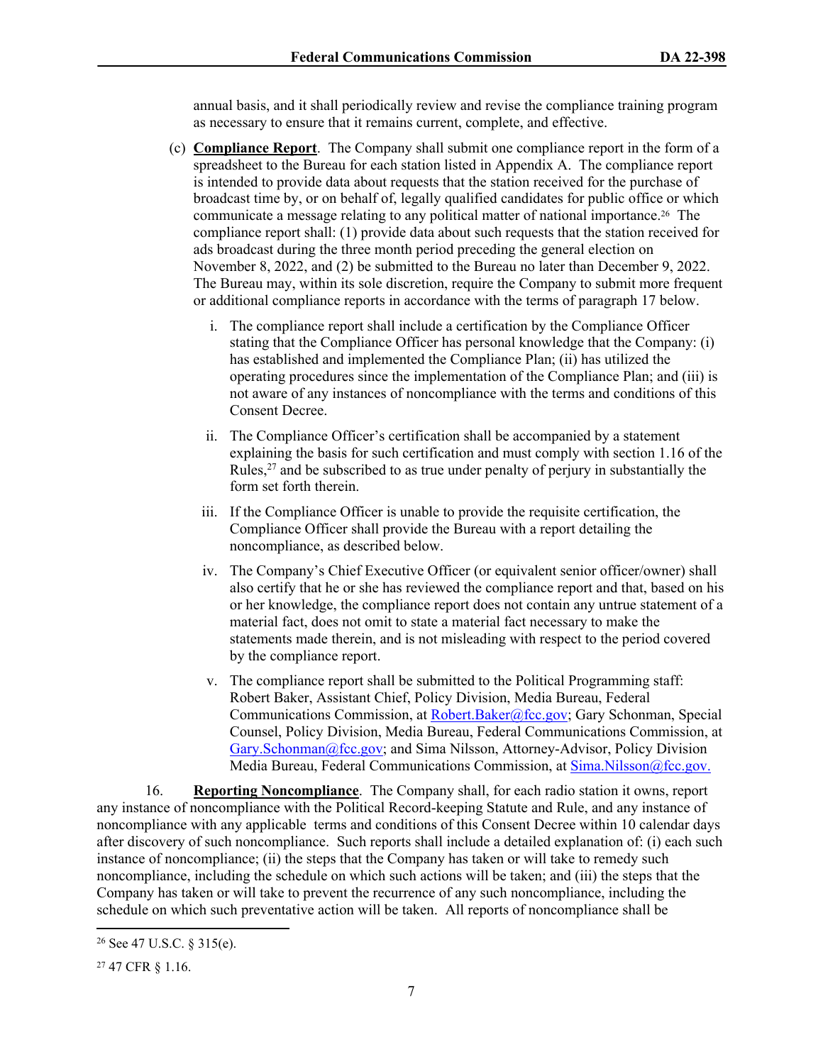annual basis, and it shall periodically review and revise the compliance training program as necessary to ensure that it remains current, complete, and effective.

(c) **Compliance Report**. The Company shall submit one compliance report in the form of a spreadsheet to the Bureau for each station listed in Appendix A. The compliance report is intended to provide data about requests that the station received for the purchase of broadcast time by, or on behalf of, legally qualified candidates for public office or which communicate a message relating to any political matter of national importance.[26] The compliance report shall: (1) provide data about such requests that the station received for ads broadcast during the three month period preceding the general election on November 8, 2022, and (2) be submitted to the Bureau no later than December 9, 2022. The Bureau may, within its sole discretion, require the Company to submit more frequent or additional compliance reports in accordance with the terms of paragraph 17 below.

i. The compliance report shall include a certification by the Compliance Officer stating that the Compliance Officer has personal knowledge that the Company: (i) has established and implemented the Compliance Plan; (ii) has utilized the operating procedures since the implementation of the Compliance Plan; and (iii) is not aware of any instances of noncompliance with the terms and conditions of this Consent Decree.

ii. The Compliance Officer's certification shall be accompanied by a statement explaining the basis for such certification and must comply with section 1.16 of the Rules,[27] and be subscribed to as true under penalty of perjury in substantially the form set forth therein.

iii. If the Compliance Officer is unable to provide the requisite certification, the Compliance Officer shall provide the Bureau with a report detailing the noncompliance, as described below.

iv. The Company's Chief Executive Officer (or equivalent senior officer/owner) shall also certify that he or she has reviewed the compliance report and that, based on his or her knowledge, the compliance report does not contain any untrue statement of a material fact, does not omit to state a material fact necessary to make the statements made therein, and is not misleading with respect to the period covered by the compliance report.

v. The compliance report shall be submitted to the Political Programming staff: Robert Baker, Assistant Chief, Policy Division, Media Bureau, Federal Communications Commission, at Robert.Baker@fcc.gov; Gary Schonman, Special Counsel, Policy Division, Media Bureau, Federal Communications Commission, at Gary.Schonman@fcc.gov; and Sima Nilsson, Attorney-Advisor, Policy Division Media Bureau, Federal Communications Commission, at Sima.Nilsson@fcc.gov.

16. **Reporting Noncompliance**. The Company shall, for each radio station it owns, report any instance of noncompliance with the Political Record-keeping Statute and Rule, and any instance of noncompliance with any applicable terms and conditions of this Consent Decree within 10 calendar days after discovery of such noncompliance. Such reports shall include a detailed explanation of: (i) each such instance of noncompliance; (ii) the steps that the Company has taken or will take to remedy such noncompliance, including the schedule on which such actions will be taken; and (iii) the steps that the Company has taken or will take to prevent the recurrence of any such noncompliance, including the schedule on which such preventative action will be taken. All reports of noncompliance shall be

---

[26] See 47 U.S.C. § 315(e).

[27] 47 CFR § 1.16.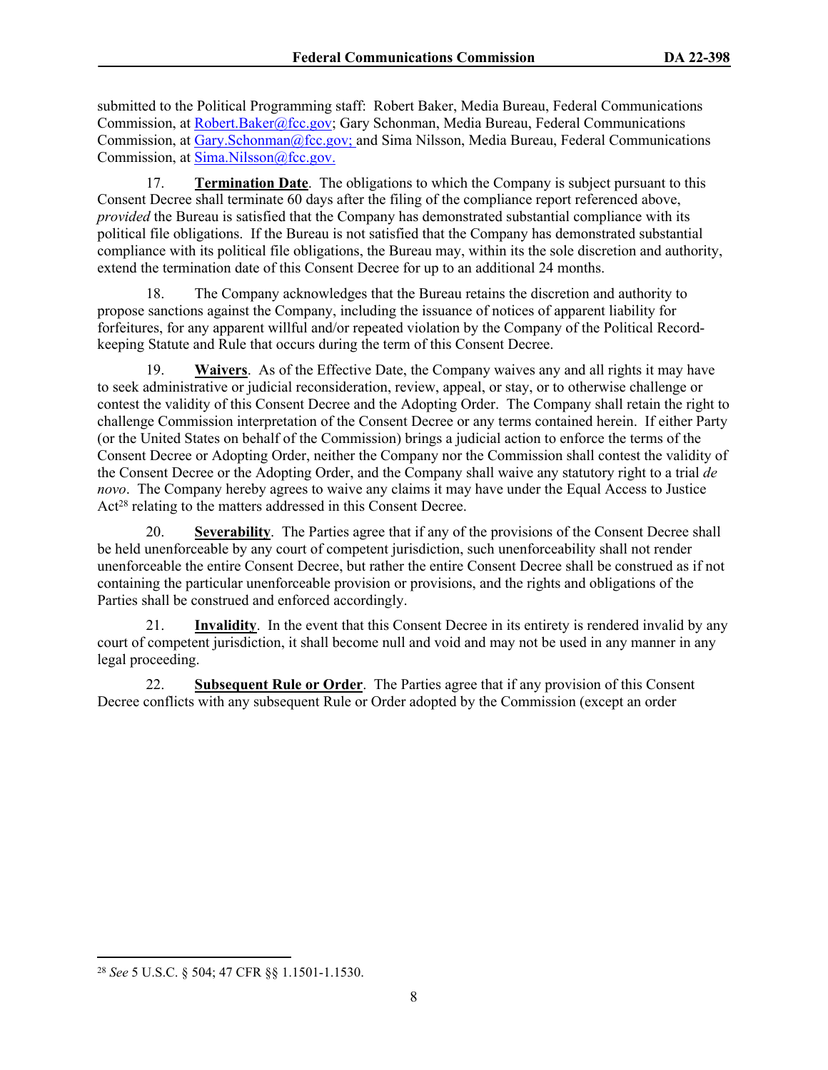submitted to the Political Programming staff: Robert Baker, Media Bureau, Federal Communications Commission, at Robert.Baker@fcc.gov; Gary Schonman, Media Bureau, Federal Communications Commission, at Gary.Schonman@fcc.gov; and Sima Nilsson, Media Bureau, Federal Communications Commission, at Sima.Nilsson@fcc.gov.

17. **Termination Date**. The obligations to which the Company is subject pursuant to this Consent Decree shall terminate 60 days after the filing of the compliance report referenced above, *provided* the Bureau is satisfied that the Company has demonstrated substantial compliance with its political file obligations. If the Bureau is not satisfied that the Company has demonstrated substantial compliance with its political file obligations, the Bureau may, within its the sole discretion and authority, extend the termination date of this Consent Decree for up to an additional 24 months.

18. The Company acknowledges that the Bureau retains the discretion and authority to propose sanctions against the Company, including the issuance of notices of apparent liability for forfeitures, for any apparent willful and/or repeated violation by the Company of the Political Record-keeping Statute and Rule that occurs during the term of this Consent Decree.

19. **Waivers**. As of the Effective Date, the Company waives any and all rights it may have to seek administrative or judicial reconsideration, review, appeal, or stay, or to otherwise challenge or contest the validity of this Consent Decree and the Adopting Order. The Company shall retain the right to challenge Commission interpretation of the Consent Decree or any terms contained herein. If either Party (or the United States on behalf of the Commission) brings a judicial action to enforce the terms of the Consent Decree or Adopting Order, neither the Company nor the Commission shall contest the validity of the Consent Decree or the Adopting Order, and the Company shall waive any statutory right to a trial *de novo*. The Company hereby agrees to waive any claims it may have under the Equal Access to Justice Act[28] relating to the matters addressed in this Consent Decree.

20. **Severability**. The Parties agree that if any of the provisions of the Consent Decree shall be held unenforceable by any court of competent jurisdiction, such unenforceability shall not render unenforceable the entire Consent Decree, but rather the entire Consent Decree shall be construed as if not containing the particular unenforceable provision or provisions, and the rights and obligations of the Parties shall be construed and enforced accordingly.

21. **Invalidity**. In the event that this Consent Decree in its entirety is rendered invalid by any court of competent jurisdiction, it shall become null and void and may not be used in any manner in any legal proceeding.

22. **Subsequent Rule or Order**. The Parties agree that if any provision of this Consent Decree conflicts with any subsequent Rule or Order adopted by the Commission (except an order

---

[28] *See* 5 U.S.C. § 504; 47 CFR §§ 1.1501-1.1530.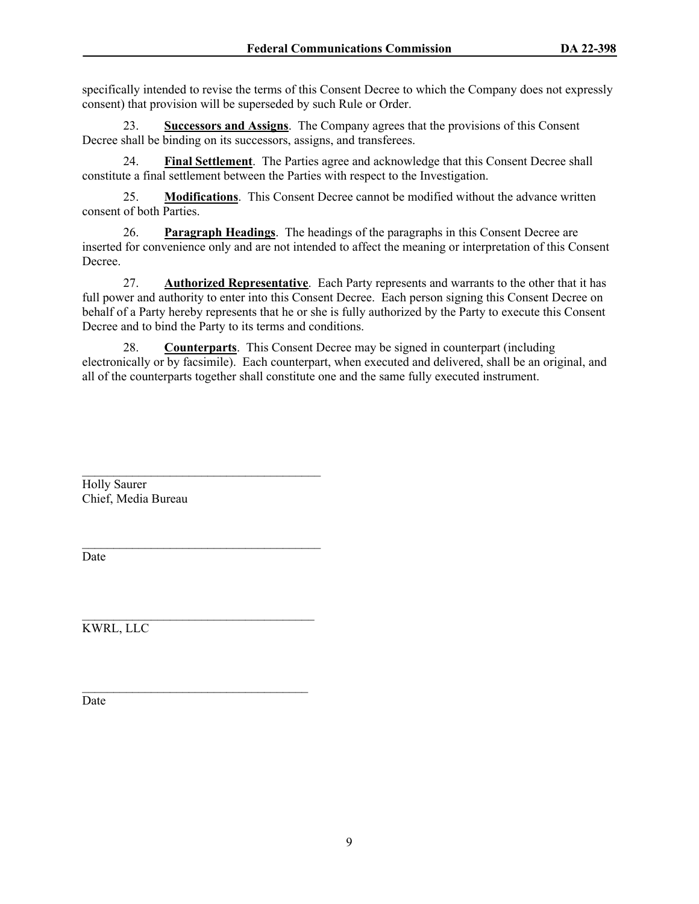specifically intended to revise the terms of this Consent Decree to which the Company does not expressly consent) that provision will be superseded by such Rule or Order.

23. **Successors and Assigns**. The Company agrees that the provisions of this Consent Decree shall be binding on its successors, assigns, and transferees.

24. **Final Settlement**. The Parties agree and acknowledge that this Consent Decree shall constitute a final settlement between the Parties with respect to the Investigation.

25. **Modifications**. This Consent Decree cannot be modified without the advance written consent of both Parties.

26. **Paragraph Headings**. The headings of the paragraphs in this Consent Decree are inserted for convenience only and are not intended to affect the meaning or interpretation of this Consent Decree.

27. **Authorized Representative**. Each Party represents and warrants to the other that it has full power and authority to enter into this Consent Decree. Each person signing this Consent Decree on behalf of a Party hereby represents that he or she is fully authorized by the Party to execute this Consent Decree and to bind the Party to its terms and conditions.

28. **Counterparts**. This Consent Decree may be signed in counterpart (including electronically or by facsimile). Each counterpart, when executed and delivered, shall be an original, and all of the counterparts together shall constitute one and the same fully executed instrument.

\_\_\_\_\_\_\_\_\_\_\_\_\_\_\_\_\_\_\_\_\_\_\_\_\_\_\_\_\_\_\_\_\_\_\_\_\_\_
Holly Saurer
Chief, Media Bureau

\_\_\_\_\_\_\_\_\_\_\_\_\_\_\_\_\_\_\_\_\_\_\_\_\_\_\_\_\_\_\_\_\_\_\_\_\_\_
Date

\_\_\_\_\_\_\_\_\_\_\_\_\_\_\_\_\_\_\_\_\_\_\_\_\_\_\_\_\_\_\_\_\_\_\_\_\_\_
KWRL, LLC

\_\_\_\_\_\_\_\_\_\_\_\_\_\_\_\_\_\_\_\_\_\_\_\_\_\_\_\_\_\_\_\_\_\_\_\_\_\_
Date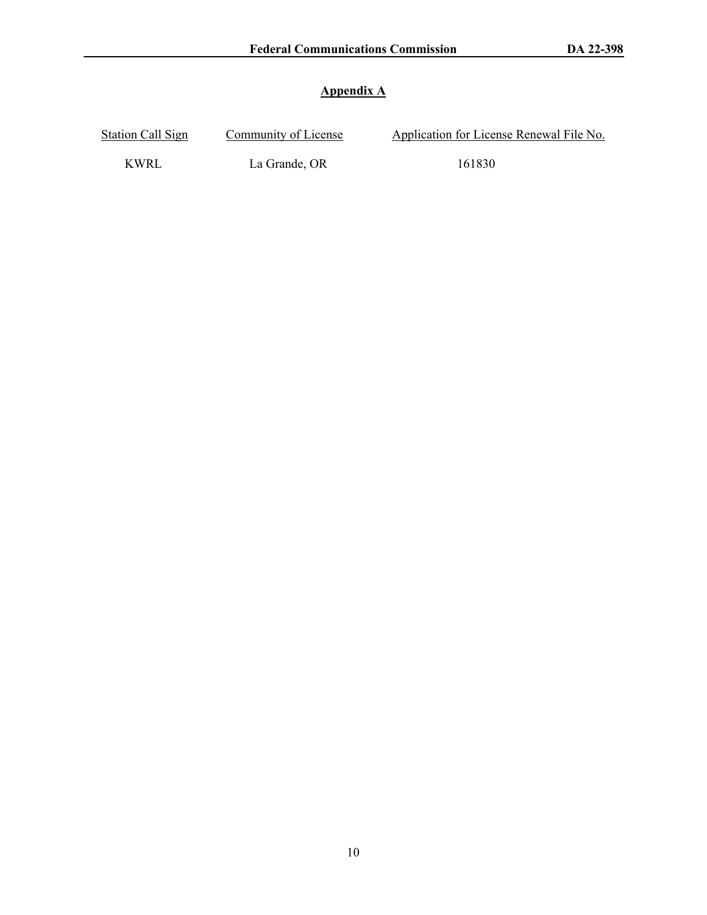# Appendix A

| Station Call Sign | Community of License | Application for License Renewal File No. |
|---|---|---|
| KWRL | La Grande, OR | 161830 |